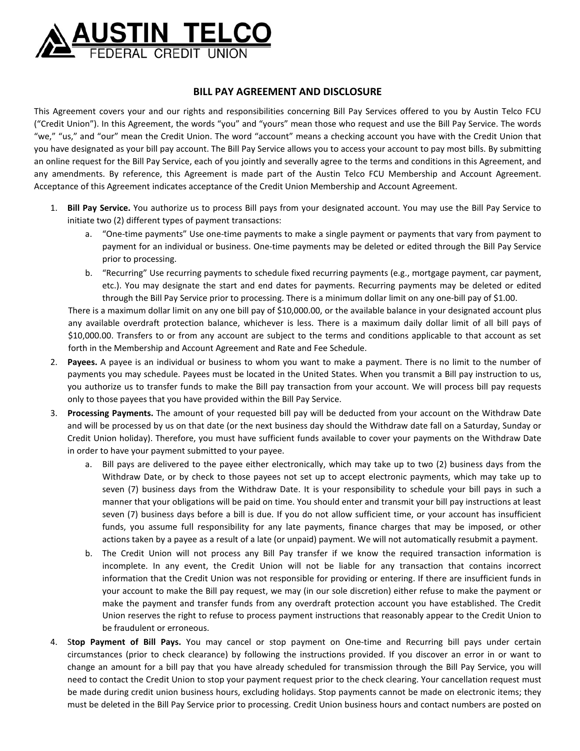AUSTIN TELCO
FEDERAL CREDIT UNION

## BILL PAY AGREEMENT AND DISCLOSURE

This Agreement covers your and our rights and responsibilities concerning Bill Pay Services offered to you by Austin Telco FCU ("Credit Union"). In this Agreement, the words "you" and "yours" mean those who request and use the Bill Pay Service. The words "we," "us," and "our" mean the Credit Union. The word "account" means a checking account you have with the Credit Union that you have designated as your bill pay account. The Bill Pay Service allows you to access your account to pay most bills. By submitting an online request for the Bill Pay Service, each of you jointly and severally agree to the terms and conditions in this Agreement, and any amendments. By reference, this Agreement is made part of the Austin Telco FCU Membership and Account Agreement. Acceptance of this Agreement indicates acceptance of the Credit Union Membership and Account Agreement.

1. **Bill Pay Service.** You authorize us to process Bill pays from your designated account. You may use the Bill Pay Service to initiate two (2) different types of payment transactions:
   a. "One-time payments" Use one-time payments to make a single payment or payments that vary from payment to payment for an individual or business. One-time payments may be deleted or edited through the Bill Pay Service prior to processing.
   b. "Recurring" Use recurring payments to schedule fixed recurring payments (e.g., mortgage payment, car payment, etc.). You may designate the start and end dates for payments. Recurring payments may be deleted or edited through the Bill Pay Service prior to processing. There is a minimum dollar limit on any one-bill pay of $1.00.

   There is a maximum dollar limit on any one bill pay of $10,000.00, or the available balance in your designated account plus any available overdraft protection balance, whichever is less. There is a maximum daily dollar limit of all bill pays of $10,000.00. Transfers to or from any account are subject to the terms and conditions applicable to that account as set forth in the Membership and Account Agreement and Rate and Fee Schedule.
2. **Payees.** A payee is an individual or business to whom you want to make a payment. There is no limit to the number of payments you may schedule. Payees must be located in the United States. When you transmit a Bill pay instruction to us, you authorize us to transfer funds to make the Bill pay transaction from your account. We will process bill pay requests only to those payees that you have provided within the Bill Pay Service.
3. **Processing Payments.** The amount of your requested bill pay will be deducted from your account on the Withdraw Date and will be processed by us on that date (or the next business day should the Withdraw date fall on a Saturday, Sunday or Credit Union holiday). Therefore, you must have sufficient funds available to cover your payments on the Withdraw Date in order to have your payment submitted to your payee.
   a. Bill pays are delivered to the payee either electronically, which may take up to two (2) business days from the Withdraw Date, or by check to those payees not set up to accept electronic payments, which may take up to seven (7) business days from the Withdraw Date. It is your responsibility to schedule your bill pays in such a manner that your obligations will be paid on time. You should enter and transmit your bill pay instructions at least seven (7) business days before a bill is due. If you do not allow sufficient time, or your account has insufficient funds, you assume full responsibility for any late payments, finance charges that may be imposed, or other actions taken by a payee as a result of a late (or unpaid) payment. We will not automatically resubmit a payment.
   b. The Credit Union will not process any Bill Pay transfer if we know the required transaction information is incomplete. In any event, the Credit Union will not be liable for any transaction that contains incorrect information that the Credit Union was not responsible for providing or entering. If there are insufficient funds in your account to make the Bill pay request, we may (in our sole discretion) either refuse to make the payment or make the payment and transfer funds from any overdraft protection account you have established. The Credit Union reserves the right to refuse to process payment instructions that reasonably appear to the Credit Union to be fraudulent or erroneous.
4. **Stop Payment of Bill Pays.** You may cancel or stop payment on One-time and Recurring bill pays under certain circumstances (prior to check clearance) by following the instructions provided. If you discover an error in or want to change an amount for a bill pay that you have already scheduled for transmission through the Bill Pay Service, you will need to contact the Credit Union to stop your payment request prior to the check clearing. Your cancellation request must be made during credit union business hours, excluding holidays. Stop payments cannot be made on electronic items; they must be deleted in the Bill Pay Service prior to processing. Credit Union business hours and contact numbers are posted on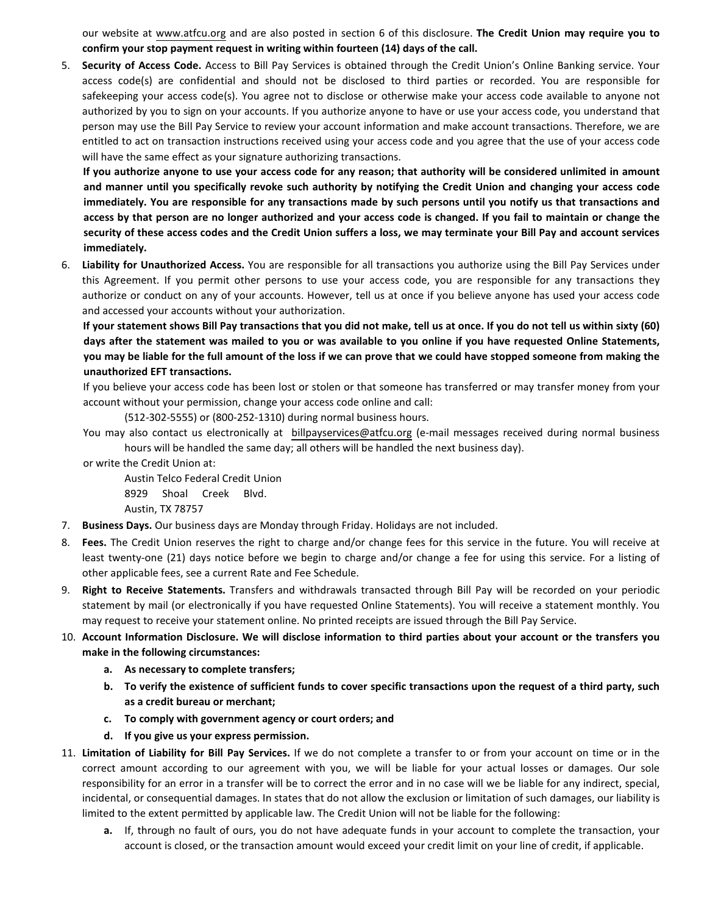our website at www.atfcu.org and are also posted in section 6 of this disclosure. **The Credit Union may require you to confirm your stop payment request in writing within fourteen (14) days of the call.**

5. **Security of Access Code.** Access to Bill Pay Services is obtained through the Credit Union's Online Banking service. Your access code(s) are confidential and should not be disclosed to third parties or recorded. You are responsible for safekeeping your access code(s). You agree not to disclose or otherwise make your access code available to anyone not authorized by you to sign on your accounts. If you authorize anyone to have or use your access code, you understand that person may use the Bill Pay Service to review your account information and make account transactions. Therefore, we are entitled to act on transaction instructions received using your access code and you agree that the use of your access code will have the same effect as your signature authorizing transactions.

   **If you authorize anyone to use your access code for any reason; that authority will be considered unlimited in amount and manner until you specifically revoke such authority by notifying the Credit Union and changing your access code immediately. You are responsible for any transactions made by such persons until you notify us that transactions and access by that person are no longer authorized and your access code is changed. If you fail to maintain or change the security of these access codes and the Credit Union suffers a loss, we may terminate your Bill Pay and account services immediately.**

6. **Liability for Unauthorized Access.** You are responsible for all transactions you authorize using the Bill Pay Services under this Agreement. If you permit other persons to use your access code, you are responsible for any transactions they authorize or conduct on any of your accounts. However, tell us at once if you believe anyone has used your access code and accessed your accounts without your authorization.

   **If your statement shows Bill Pay transactions that you did not make, tell us at once. If you do not tell us within sixty (60) days after the statement was mailed to you or was available to you online if you have requested Online Statements, you may be liable for the full amount of the loss if we can prove that we could have stopped someone from making the unauthorized EFT transactions.**

   If you believe your access code has been lost or stolen or that someone has transferred or may transfer money from your account without your permission, change your access code online and call:

   (512-302-5555) or (800-252-1310) during normal business hours.

   You may also contact us electronically at billpayservices@atfcu.org (e-mail messages received during normal business hours will be handled the same day; all others will be handled the next business day).

   or write the Credit Union at:

   Austin Telco Federal Credit Union
   8929 Shoal Creek Blvd.
   Austin, TX 78757

7. **Business Days.** Our business days are Monday through Friday. Holidays are not included.

8. **Fees.** The Credit Union reserves the right to charge and/or change fees for this service in the future. You will receive at least twenty-one (21) days notice before we begin to charge and/or change a fee for using this service. For a listing of other applicable fees, see a current Rate and Fee Schedule.

9. **Right to Receive Statements.** Transfers and withdrawals transacted through Bill Pay will be recorded on your periodic statement by mail (or electronically if you have requested Online Statements). You will receive a statement monthly. You may request to receive your statement online. No printed receipts are issued through the Bill Pay Service.

10. **Account Information Disclosure. We will disclose information to third parties about your account or the transfers you make in the following circumstances:**
    a. **As necessary to complete transfers;**
    b. **To verify the existence of sufficient funds to cover specific transactions upon the request of a third party, such as a credit bureau or merchant;**
    c. **To comply with government agency or court orders; and**
    d. **If you give us your express permission.**

11. **Limitation of Liability for Bill Pay Services.** If we do not complete a transfer to or from your account on time or in the correct amount according to our agreement with you, we will be liable for your actual losses or damages. Our sole responsibility for an error in a transfer will be to correct the error and in no case will we be liable for any indirect, special, incidental, or consequential damages. In states that do not allow the exclusion or limitation of such damages, our liability is limited to the extent permitted by applicable law. The Credit Union will not be liable for the following:
    a. If, through no fault of ours, you do not have adequate funds in your account to complete the transaction, your account is closed, or the transaction amount would exceed your credit limit on your line of credit, if applicable.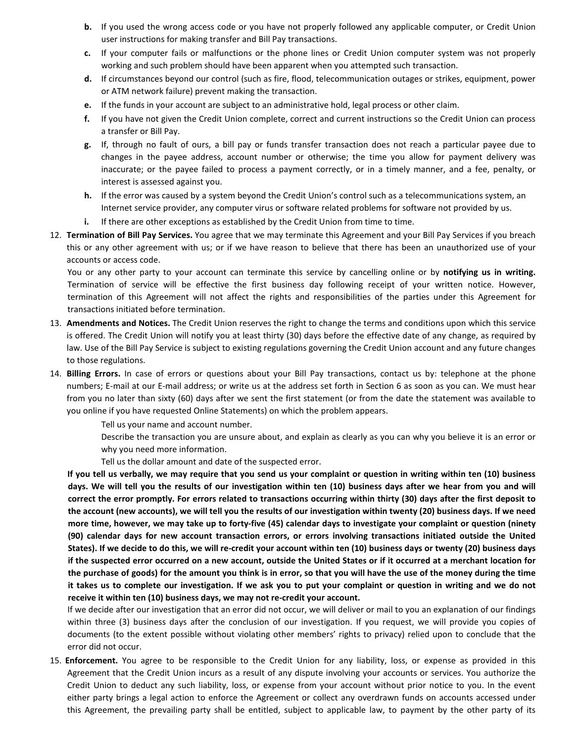b. If you used the wrong access code or you have not properly followed any applicable computer, or Credit Union user instructions for making transfer and Bill Pay transactions.

c. If your computer fails or malfunctions or the phone lines or Credit Union computer system was not properly working and such problem should have been apparent when you attempted such transaction.

d. If circumstances beyond our control (such as fire, flood, telecommunication outages or strikes, equipment, power or ATM network failure) prevent making the transaction.

e. If the funds in your account are subject to an administrative hold, legal process or other claim.

f. If you have not given the Credit Union complete, correct and current instructions so the Credit Union can process a transfer or Bill Pay.

g. If, through no fault of ours, a bill pay or funds transfer transaction does not reach a particular payee due to changes in the payee address, account number or otherwise; the time you allow for payment delivery was inaccurate; or the payee failed to process a payment correctly, or in a timely manner, and a fee, penalty, or interest is assessed against you.

h. If the error was caused by a system beyond the Credit Union's control such as a telecommunications system, an Internet service provider, any computer virus or software related problems for software not provided by us.

i. If there are other exceptions as established by the Credit Union from time to time.

12. **Termination of Bill Pay Services.** You agree that we may terminate this Agreement and your Bill Pay Services if you breach this or any other agreement with us; or if we have reason to believe that there has been an unauthorized use of your accounts or access code.

    You or any other party to your account can terminate this service by cancelling online or by **notifying us in writing.** Termination of service will be effective the first business day following receipt of your written notice. However, termination of this Agreement will not affect the rights and responsibilities of the parties under this Agreement for transactions initiated before termination.

13. **Amendments and Notices.** The Credit Union reserves the right to change the terms and conditions upon which this service is offered. The Credit Union will notify you at least thirty (30) days before the effective date of any change, as required by law. Use of the Bill Pay Service is subject to existing regulations governing the Credit Union account and any future changes to those regulations.

14. **Billing Errors.** In case of errors or questions about your Bill Pay transactions, contact us by: telephone at the phone numbers; E-mail at our E-mail address; or write us at the address set forth in Section 6 as soon as you can. We must hear from you no later than sixty (60) days after we sent the first statement (or from the date the statement was available to you online if you have requested Online Statements) on which the problem appears.

    Tell us your name and account number.

    Describe the transaction you are unsure about, and explain as clearly as you can why you believe it is an error or why you need more information.

    Tell us the dollar amount and date of the suspected error.

    **If you tell us verbally, we may require that you send us your complaint or question in writing within ten (10) business days. We will tell you the results of our investigation within ten (10) business days after we hear from you and will correct the error promptly. For errors related to transactions occurring within thirty (30) days after the first deposit to the account (new accounts), we will tell you the results of our investigation within twenty (20) business days. If we need more time, however, we may take up to forty-five (45) calendar days to investigate your complaint or question (ninety (90) calendar days for new account transaction errors, or errors involving transactions initiated outside the United States). If we decide to do this, we will re-credit your account within ten (10) business days or twenty (20) business days if the suspected error occurred on a new account, outside the United States or if it occurred at a merchant location for the purchase of goods) for the amount you think is in error, so that you will have the use of the money during the time it takes us to complete our investigation. If we ask you to put your complaint or question in writing and we do not receive it within ten (10) business days, we may not re-credit your account.**

    If we decide after our investigation that an error did not occur, we will deliver or mail to you an explanation of our findings within three (3) business days after the conclusion of our investigation. If you request, we will provide you copies of documents (to the extent possible without violating other members' rights to privacy) relied upon to conclude that the error did not occur.

15. **Enforcement.** You agree to be responsible to the Credit Union for any liability, loss, or expense as provided in this Agreement that the Credit Union incurs as a result of any dispute involving your accounts or services. You authorize the Credit Union to deduct any such liability, loss, or expense from your account without prior notice to you. In the event either party brings a legal action to enforce the Agreement or collect any overdrawn funds on accounts accessed under this Agreement, the prevailing party shall be entitled, subject to applicable law, to payment by the other party of its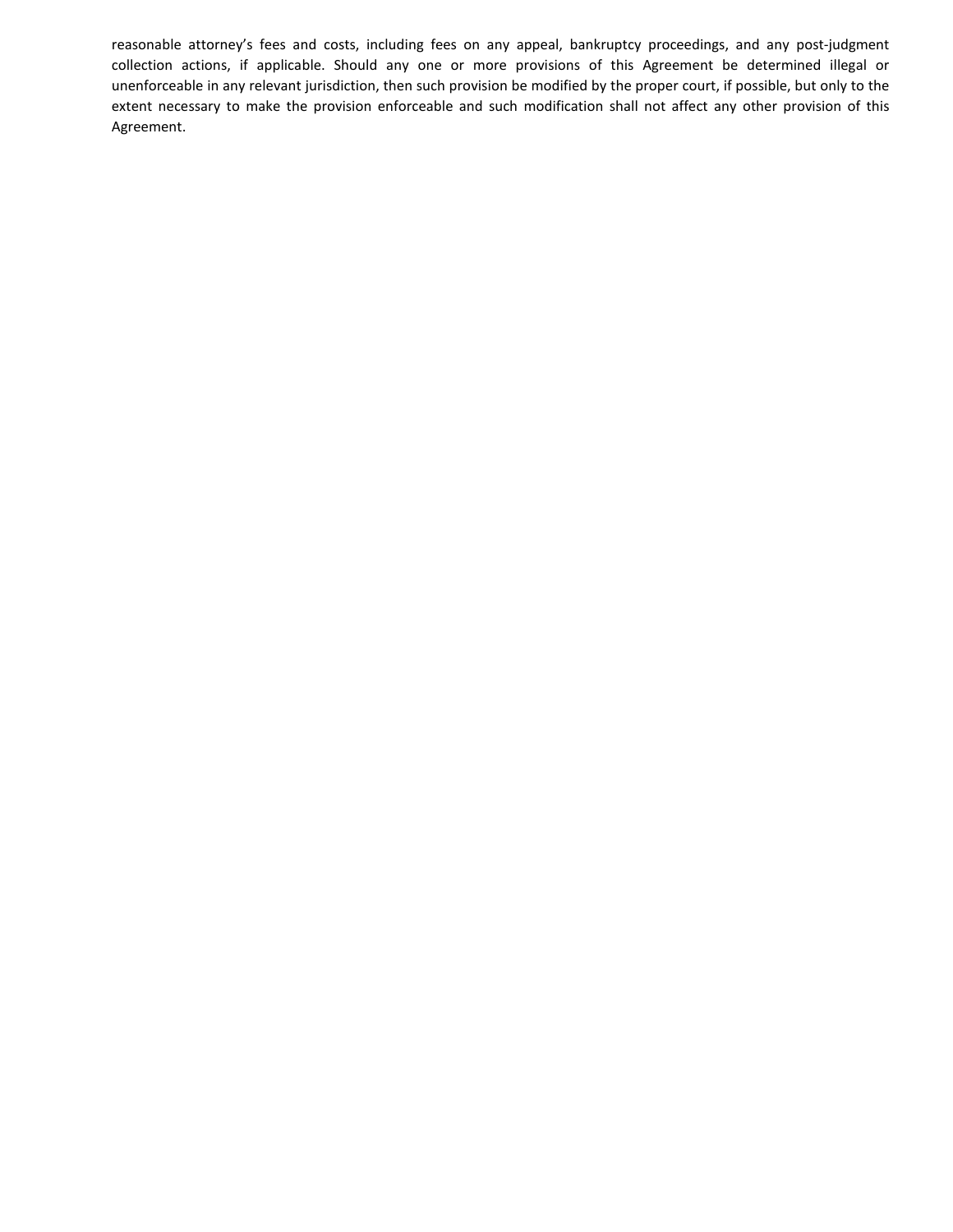reasonable attorney's fees and costs, including fees on any appeal, bankruptcy proceedings, and any post-judgment collection actions, if applicable. Should any one or more provisions of this Agreement be determined illegal or unenforceable in any relevant jurisdiction, then such provision be modified by the proper court, if possible, but only to the extent necessary to make the provision enforceable and such modification shall not affect any other provision of this Agreement.